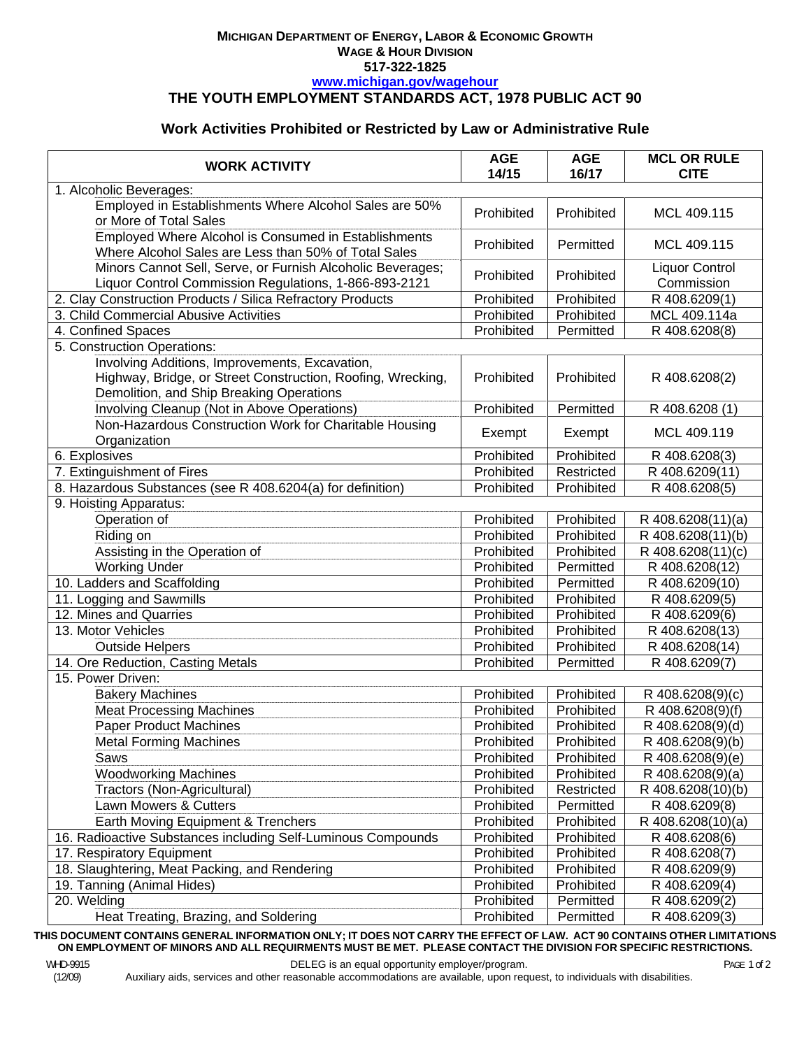**MICHIGAN DEPARTMENT OF ENERGY, LABOR & ECONOMIC GROWTH**
**WAGE & HOUR DIVISION**
**517-322-1825**
**www.michigan.gov/wagehour**

# THE YOUTH EMPLOYMENT STANDARDS ACT, 1978 PUBLIC ACT 90

## Work Activities Prohibited or Restricted by Law or Administrative Rule

| WORK ACTIVITY | AGE 14/15 | AGE 16/17 | MCL OR RULE CITE |
|---|---|---|---|
| 1. Alcoholic Beverages: | | | |
| Employed in Establishments Where Alcohol Sales are 50% or More of Total Sales | Prohibited | Prohibited | MCL 409.115 |
| Employed Where Alcohol is Consumed in Establishments Where Alcohol Sales are Less than 50% of Total Sales | Prohibited | Permitted | MCL 409.115 |
| Minors Cannot Sell, Serve, or Furnish Alcoholic Beverages; Liquor Control Commission Regulations, 1-866-893-2121 | Prohibited | Prohibited | Liquor Control Commission |
| 2. Clay Construction Products / Silica Refractory Products | Prohibited | Prohibited | R 408.6209(1) |
| 3. Child Commercial Abusive Activities | Prohibited | Prohibited | MCL 409.114a |
| 4. Confined Spaces | Prohibited | Permitted | R 408.6208(8) |
| 5. Construction Operations: | | | |
| Involving Additions, Improvements, Excavation, Highway, Bridge, or Street Construction, Roofing, Wrecking, Demolition, and Ship Breaking Operations | Prohibited | Prohibited | R 408.6208(2) |
| Involving Cleanup (Not in Above Operations) | Prohibited | Permitted | R 408.6208 (1) |
| Non-Hazardous Construction Work for Charitable Housing Organization | Exempt | Exempt | MCL 409.119 |
| 6. Explosives | Prohibited | Prohibited | R 408.6208(3) |
| 7. Extinguishment of Fires | Prohibited | Restricted | R 408.6209(11) |
| 8. Hazardous Substances (see R 408.6204(a) for definition) | Prohibited | Prohibited | R 408.6208(5) |
| 9. Hoisting Apparatus: | | | |
| Operation of | Prohibited | Prohibited | R 408.6208(11)(a) |
| Riding on | Prohibited | Prohibited | R 408.6208(11)(b) |
| Assisting in the Operation of | Prohibited | Prohibited | R 408.6208(11)(c) |
| Working Under | Prohibited | Permitted | R 408.6208(12) |
| 10. Ladders and Scaffolding | Prohibited | Permitted | R 408.6209(10) |
| 11. Logging and Sawmills | Prohibited | Prohibited | R 408.6209(5) |
| 12. Mines and Quarries | Prohibited | Prohibited | R 408.6209(6) |
| 13. Motor Vehicles | Prohibited | Prohibited | R 408.6208(13) |
| Outside Helpers | Prohibited | Prohibited | R 408.6208(14) |
| 14. Ore Reduction, Casting Metals | Prohibited | Permitted | R 408.6209(7) |
| 15. Power Driven: | | | |
| Bakery Machines | Prohibited | Prohibited | R 408.6208(9)(c) |
| Meat Processing Machines | Prohibited | Prohibited | R 408.6208(9)(f) |
| Paper Product Machines | Prohibited | Prohibited | R 408.6208(9)(d) |
| Metal Forming Machines | Prohibited | Prohibited | R 408.6208(9)(b) |
| Saws | Prohibited | Prohibited | R 408.6208(9)(e) |
| Woodworking Machines | Prohibited | Prohibited | R 408.6208(9)(a) |
| Tractors (Non-Agricultural) | Prohibited | Restricted | R 408.6208(10)(b) |
| Lawn Mowers & Cutters | Prohibited | Permitted | R 408.6209(8) |
| Earth Moving Equipment & Trenchers | Prohibited | Prohibited | R 408.6208(10)(a) |
| 16. Radioactive Substances including Self-Luminous Compounds | Prohibited | Prohibited | R 408.6208(6) |
| 17. Respiratory Equipment | Prohibited | Prohibited | R 408.6208(7) |
| 18. Slaughtering, Meat Packing, and Rendering | Prohibited | Prohibited | R 408.6209(9) |
| 19. Tanning (Animal Hides) | Prohibited | Prohibited | R 408.6209(4) |
| 20. Welding | Prohibited | Permitted | R 408.6209(2) |
| Heat Treating, Brazing, and Soldering | Prohibited | Permitted | R 408.6209(3) |

**THIS DOCUMENT CONTAINS GENERAL INFORMATION ONLY; IT DOES NOT CARRY THE EFFECT OF LAW. ACT 90 CONTAINS OTHER LIMITATIONS ON EMPLOYMENT OF MINORS AND ALL REQUIRMENTS MUST BE MET. PLEASE CONTACT THE DIVISION FOR SPECIFIC RESTRICTIONS.**

WHD-9915 (12/09)

DELEG is an equal opportunity employer/program.
Auxiliary aids, services and other reasonable accommodations are available, upon request, to individuals with disabilities.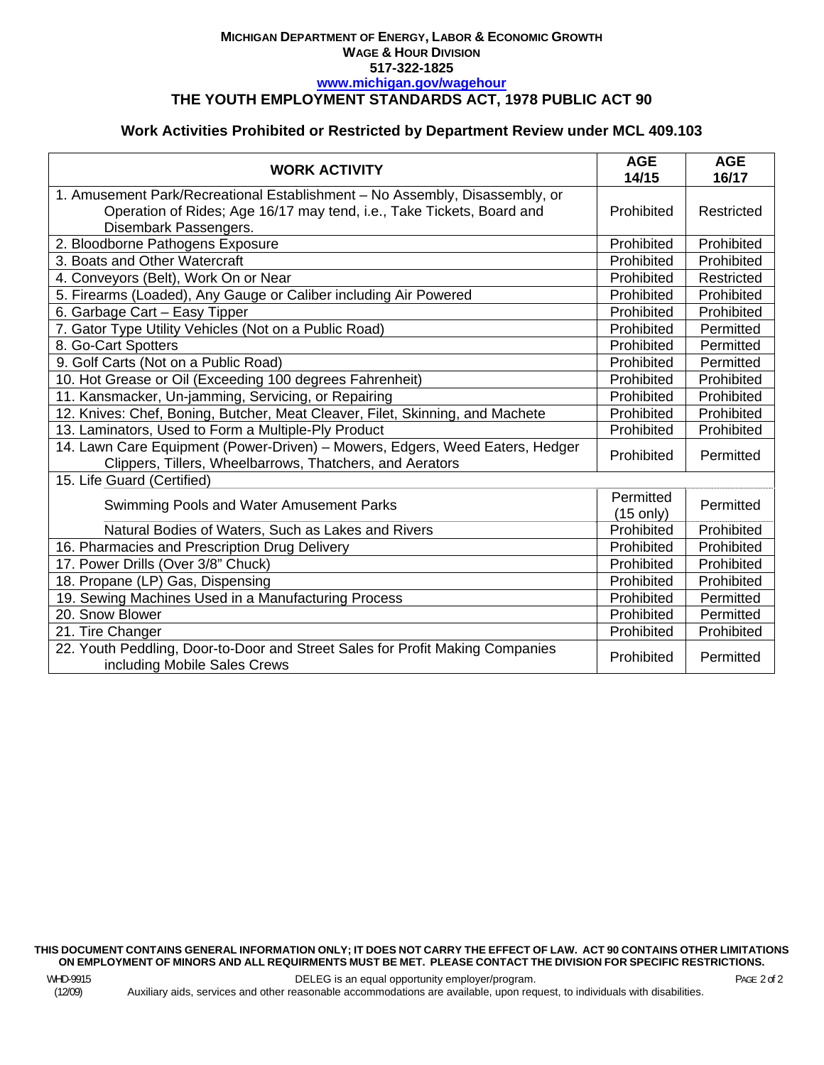**MICHIGAN DEPARTMENT OF ENERGY, LABOR & ECONOMIC GROWTH**
**WAGE & HOUR DIVISION**
**517-322-1825**
**www.michigan.gov/wagehour**

# THE YOUTH EMPLOYMENT STANDARDS ACT, 1978 PUBLIC ACT 90

## Work Activities Prohibited or Restricted by Department Review under MCL 409.103

| WORK ACTIVITY | AGE 14/15 | AGE 16/17 |
|---|---|---|
| 1. Amusement Park/Recreational Establishment – No Assembly, Disassembly, or Operation of Rides; Age 16/17 may tend, i.e., Take Tickets, Board and Disembark Passengers. | Prohibited | Restricted |
| 2. Bloodborne Pathogens Exposure | Prohibited | Prohibited |
| 3. Boats and Other Watercraft | Prohibited | Prohibited |
| 4. Conveyors (Belt), Work On or Near | Prohibited | Restricted |
| 5. Firearms (Loaded), Any Gauge or Caliber including Air Powered | Prohibited | Prohibited |
| 6. Garbage Cart – Easy Tipper | Prohibited | Prohibited |
| 7. Gator Type Utility Vehicles (Not on a Public Road) | Prohibited | Permitted |
| 8. Go-Cart Spotters | Prohibited | Permitted |
| 9. Golf Carts (Not on a Public Road) | Prohibited | Permitted |
| 10. Hot Grease or Oil (Exceeding 100 degrees Fahrenheit) | Prohibited | Prohibited |
| 11. Kansmacker, Un-jamming, Servicing, or Repairing | Prohibited | Prohibited |
| 12. Knives: Chef, Boning, Butcher, Meat Cleaver, Filet, Skinning, and Machete | Prohibited | Prohibited |
| 13. Laminators, Used to Form a Multiple-Ply Product | Prohibited | Prohibited |
| 14. Lawn Care Equipment (Power-Driven) – Mowers, Edgers, Weed Eaters, Hedger Clippers, Tillers, Wheelbarrows, Thatchers, and Aerators | Prohibited | Permitted |
| 15. Life Guard (Certified) | | |
| Swimming Pools and Water Amusement Parks | Permitted (15 only) | Permitted |
| Natural Bodies of Waters, Such as Lakes and Rivers | Prohibited | Prohibited |
| 16. Pharmacies and Prescription Drug Delivery | Prohibited | Prohibited |
| 17. Power Drills (Over 3/8" Chuck) | Prohibited | Prohibited |
| 18. Propane (LP) Gas, Dispensing | Prohibited | Prohibited |
| 19. Sewing Machines Used in a Manufacturing Process | Prohibited | Permitted |
| 20. Snow Blower | Prohibited | Permitted |
| 21. Tire Changer | Prohibited | Prohibited |
| 22. Youth Peddling, Door-to-Door and Street Sales for Profit Making Companies including Mobile Sales Crews | Prohibited | Permitted |

**THIS DOCUMENT CONTAINS GENERAL INFORMATION ONLY; IT DOES NOT CARRY THE EFFECT OF LAW. ACT 90 CONTAINS OTHER LIMITATIONS ON EMPLOYMENT OF MINORS AND ALL REQUIRMENTS MUST BE MET. PLEASE CONTACT THE DIVISION FOR SPECIFIC RESTRICTIONS.**

WHD-9915 (12/09)

DELEG is an equal opportunity employer/program.
Auxiliary aids, services and other reasonable accommodations are available, upon request, to individuals with disabilities.